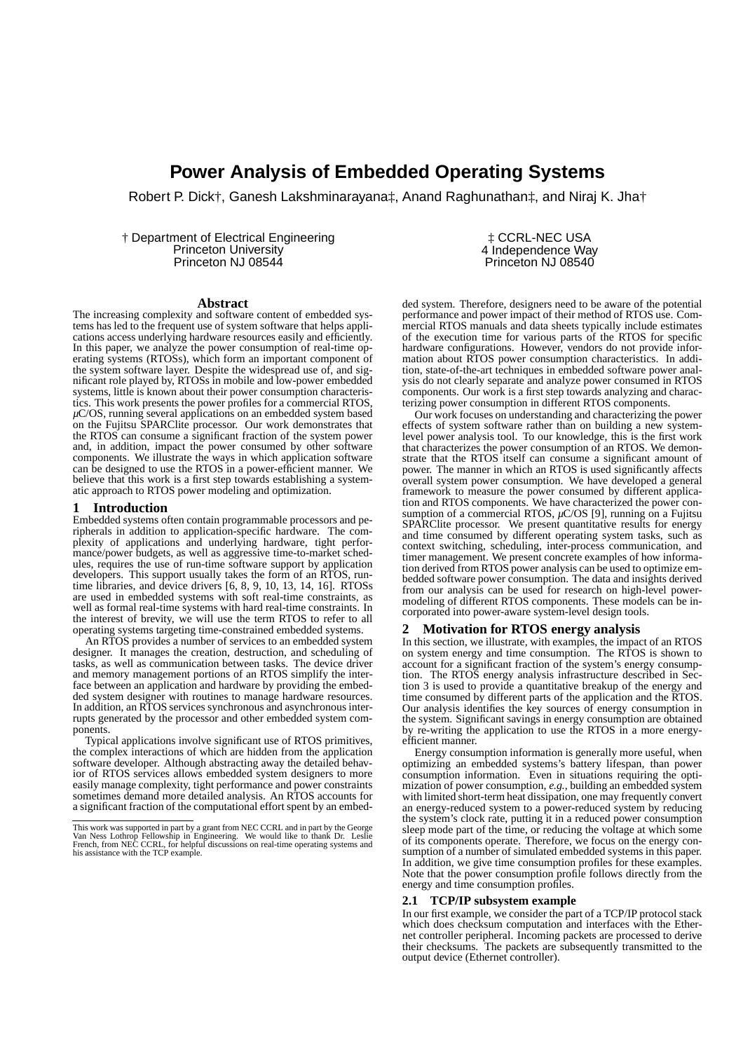# Power Analysis of Embedded Operating Systems

Robert P. Dick†, Ganesh Lakshminarayana‡, Anand Raghunathan‡, and Niraj K. Jha†

† Department of Electrical Engineering
Princeton University
Princeton NJ 08544

‡ CCRL-NEC USA
4 Independence Way
Princeton NJ 08540

## Abstract

The increasing complexity and software content of embedded systems has led to the frequent use of system software that helps applications access underlying hardware resources easily and efficiently. In this paper, we analyze the power consumption of real-time operating systems (RTOSs), which form an important component of the system software layer. Despite the widespread use of, and significant role played by, RTOSs in mobile and low-power embedded systems, little is known about their power consumption characteristics. This work presents the power profiles for a commercial RTOS, $\mu$C/OS, running several applications on an embedded system based on the Fujitsu SPARClite processor. Our work demonstrates that the RTOS can consume a significant fraction of the system power and, in addition, impact the power consumed by other software components. We illustrate the ways in which application software can be designed to use the RTOS in a power-efficient manner. We believe that this work is a first step towards establishing a systematic approach to RTOS power modeling and optimization.

## 1 Introduction

Embedded systems often contain programmable processors and peripherals in addition to application-specific hardware. The complexity of applications and underlying hardware, tight performance/power budgets, as well as aggressive time-to-market schedules, requires the use of run-time software support by application developers. This support usually takes the form of an RTOS, runtime libraries, and device drivers [6, 8, 9, 10, 13, 14, 16]. RTOSs are used in embedded systems with soft real-time constraints, as well as formal real-time systems with hard real-time constraints. In the interest of brevity, we will use the term RTOS to refer to all operating systems targeting time-constrained embedded systems.

An RTOS provides a number of services to an embedded system designer. It manages the creation, destruction, and scheduling of tasks, as well as communication between tasks. The device driver and memory management portions of an RTOS simplify the interface between an application and hardware by providing the embedded system designer with routines to manage hardware resources. In addition, an RTOS services synchronous and asynchronous interrupts generated by the processor and other embedded system components.

Typical applications involve significant use of RTOS primitives, the complex interactions of which are hidden from the application software developer. Although abstracting away the detailed behavior of RTOS services allows embedded system designers to more easily manage complexity, tight performance and power constraints sometimes demand more detailed analysis. An RTOS accounts for a significant fraction of the computational effort spent by an embedded system. Therefore, designers need to be aware of the potential performance and power impact of their method of RTOS use. Commercial RTOS manuals and data sheets typically include estimates of the execution time for various parts of the RTOS for specific hardware configurations. However, vendors do not provide information about RTOS power consumption characteristics. In addition, state-of-the-art techniques in embedded software power analysis do not clearly separate and analyze power consumed in RTOS components. Our work is a first step towards analyzing and characterizing power consumption in different RTOS components.

Our work focuses on understanding and characterizing the power effects of system software rather than on building a new system-level power analysis tool. To our knowledge, this is the first work that characterizes the power consumption of an RTOS. We demonstrate that the RTOS itself can consume a significant amount of power. The manner in which an RTOS is used significantly affects overall system power consumption. We have developed a general framework to measure the power consumed by different application and RTOS components. We have characterized the power consumption of a commercial RTOS, $\mu$C/OS [9], running on a Fujitsu SPARClite processor. We present quantitative results for energy and time consumed by different operating system tasks, such as context switching, scheduling, inter-process communication, and timer management. We present concrete examples of how information derived from RTOS power analysis can be used to optimize embedded software power consumption. The data and insights derived from our analysis can be used for research on high-level power-modeling of different RTOS components. These models can be incorporated into power-aware system-level design tools.

This work was supported in part by a grant from NEC CCRL and in part by the George Van Ness Lothrop Fellowship in Engineering. We would like to thank Dr. Leslie French, from NEC CCRL, for helpful discussions on real-time operating systems and his assistance with the TCP example.

## 2 Motivation for RTOS energy analysis

In this section, we illustrate, with examples, the impact of an RTOS on system energy and time consumption. The RTOS is shown to account for a significant fraction of the system's energy consumption. The RTOS energy analysis infrastructure described in Section 3 is used to provide a quantitative breakup of the energy and time consumed by different parts of the application and the RTOS. Our analysis identifies the key sources of energy consumption in the system. Significant savings in energy consumption are obtained by re-writing the application to use the RTOS in a more energy-efficient manner.

Energy consumption information is generally more useful, when optimizing an embedded systems's battery lifespan, than power consumption information. Even in situations requiring the optimization of power consumption, *e.g.*, building an embedded system with limited short-term heat dissipation, one may frequently convert an energy-reduced system to a power-reduced system by reducing the system's clock rate, putting it in a reduced power consumption sleep mode part of the time, or reducing the voltage at which some of its components operate. Therefore, we focus on the energy consumption of a number of simulated embedded systems in this paper. In addition, we give time consumption profiles for these examples. Note that the power consumption profile follows directly from the energy and time consumption profiles.

### 2.1 TCP/IP subsystem example

In our first example, we consider the part of a TCP/IP protocol stack which does checksum computation and interfaces with the Ethernet controller peripheral. Incoming packets are processed to derive their checksums. The packets are subsequently transmitted to the output device (Ethernet controller).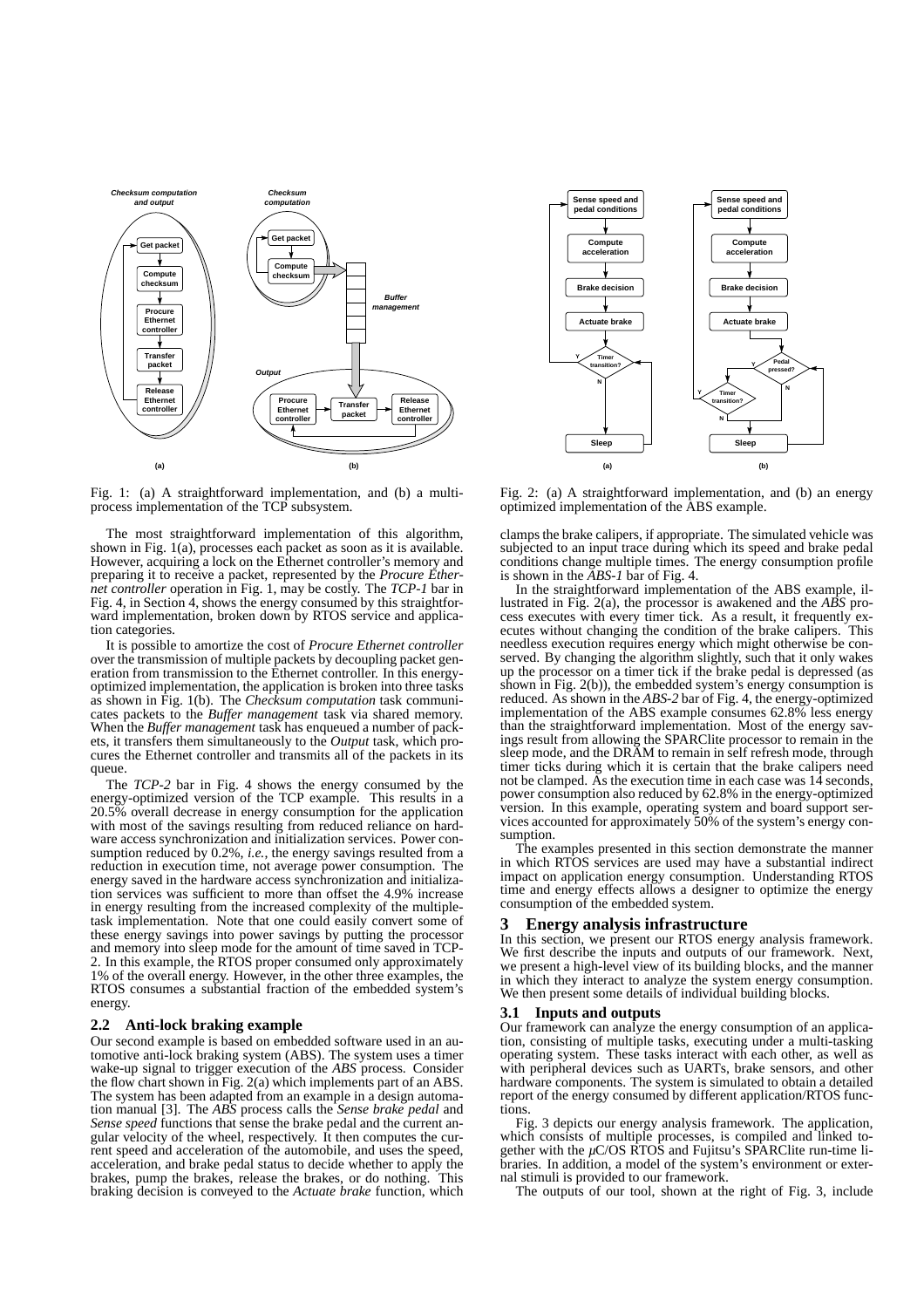Fig. 1: (a) A straightforward implementation, and (b) a multi-process implementation of the TCP subsystem.

The most straightforward implementation of this algorithm, shown in Fig. 1(a), processes each packet as soon as it is available. However, acquiring a lock on the Ethernet controller's memory and preparing it to receive a packet, represented by the *Procure Ethernet controller* operation in Fig. 1, may be costly. The *TCP-1* bar in Fig. 4, in Section 4, shows the energy consumed by this straightforward implementation, broken down by RTOS service and application categories.

It is possible to amortize the cost of *Procure Ethernet controller* over the transmission of multiple packets by decoupling packet generation from transmission to the Ethernet controller. In this energy-optimized implementation, the application is broken into three tasks as shown in Fig. 1(b). The *Checksum computation* task communicates packets to the *Buffer management* task via shared memory. When the *Buffer management* task has enqueued a number of packets, it transfers them simultaneously to the *Output* task, which procures the Ethernet controller and transmits all of the packets in its queue.

The *TCP-2* bar in Fig. 4 shows the energy consumed by the energy-optimized version of the TCP example. This results in a 20.5% overall decrease in energy consumption for the application with most of the savings resulting from reduced reliance on hardware access synchronization and initialization services. Power consumption reduced by 0.2%, *i.e.*, the energy savings resulted from a reduction in execution time, not average power consumption. The energy saved in the hardware access synchronization and initialization services was sufficient to more than offset the 4.9% increase in energy resulting from the increased complexity of the multiple-task implementation. Note that one could easily convert some of these energy savings into power savings by putting the processor and memory into sleep mode for the amount of time saved in TCP-2. In this example, the RTOS proper consumed only approximately 1% of the overall energy. However, in the other three examples, the RTOS consumes a substantial fraction of the embedded system's energy.

## 2.2 Anti-lock braking example

Our second example is based on embedded software used in an automotive anti-lock braking system (ABS). The system uses a timer wake-up signal to trigger execution of the *ABS* process. Consider the flow chart shown in Fig. 2(a) which implements part of an ABS. The system has been adapted from an example in a design automation manual [3]. The *ABS* process calls the *Sense brake pedal* and *Sense speed* functions that sense the brake pedal and the current angular velocity of the wheel, respectively. It then computes the current speed and acceleration of the automobile, and uses the speed, acceleration, and brake pedal status to decide whether to apply the brakes, pump the brakes, release the brakes, or do nothing. This braking decision is conveyed to the *Actuate brake* function, which clamps the brake calipers, if appropriate. The simulated vehicle was subjected to an input trace during which its speed and brake pedal conditions change multiple times. The energy consumption profile is shown in the *ABS-1* bar of Fig. 4.

Fig. 2: (a) A straightforward implementation, and (b) an energy optimized implementation of the ABS example.

In the straightforward implementation of the ABS example, illustrated in Fig. 2(a), the processor is awakened and the *ABS* process executes with every timer tick. As a result, it frequently executes without changing the condition of the brake calipers. This needless execution requires energy which might otherwise be conserved. By changing the algorithm slightly, such that it only wakes up the processor on a timer tick if the brake pedal is depressed (as shown in Fig. 2(b)), the embedded system's energy consumption is reduced. As shown in the *ABS-2* bar of Fig. 4, the energy-optimized implementation of the ABS example consumes 62.8% less energy than the straightforward implementation. Most of the energy savings result from allowing the SPARClite processor to remain in the sleep mode, and the DRAM to remain in self refresh mode, through timer ticks during which it is certain that the brake calipers need not be clamped. As the execution time in each case was 14 seconds, power consumption also reduced by 62.8% in the energy-optimized version. In this example, operating system and board support services accounted for approximately 50% of the system's energy consumption.

The examples presented in this section demonstrate the manner in which RTOS services are used may have a substantial indirect impact on application energy consumption. Understanding RTOS time and energy effects allows a designer to optimize the energy consumption of the embedded system.

# 3 Energy analysis infrastructure

In this section, we present our RTOS energy analysis framework. We first describe the inputs and outputs of our framework. Next, we present a high-level view of its building blocks, and the manner in which they interact to analyze the system energy consumption. We then present some details of individual building blocks.

## 3.1 Inputs and outputs

Our framework can analyze the energy consumption of an application, consisting of multiple tasks, executing under a multi-tasking operating system. These tasks interact with each other, as well as with peripheral devices such as UARTs, brake sensors, and other hardware components. The system is simulated to obtain a detailed report of the energy consumed by different application/RTOS functions.

Fig. 3 depicts our energy analysis framework. The application, which consists of multiple processes, is compiled and linked together with the $\mu$C/OS RTOS and Fujitsu's SPARClite run-time libraries. In addition, a model of the system's environment or external stimuli is provided to our framework.

The outputs of our tool, shown at the right of Fig. 3, include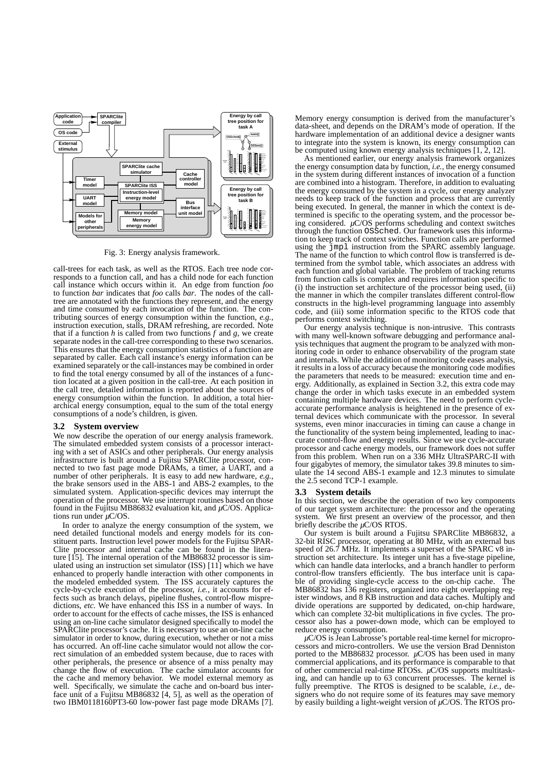Application code

SPARClite compiler

OS code

External stimulus

Energy by call tree position for task A

OSSched()

main()

OSSem()

SPARClite cache simulator

Cache controller model

Timer model

SPARClite ISS

Instruction-level energy model

Energy by call tree position for task B

UART model

Bus interface unit model

Models for other peripherals

Memory model

Memory energy model

Fig. 3: Energy analysis framework.

call-trees for each task, as well as the RTOS. Each tree node corresponds to a function call, and has a child node for each function call instance which occurs within it. An edge from function *foo* to function *bar* indicates that *foo* calls *bar*. The nodes of the call-tree are annotated with the functions they represent, and the energy and time consumed by each invocation of the function. The contributing sources of energy consumption within the function, *e.g.*, instruction execution, stalls, DRAM refreshing, are recorded. Note that if a function *h* is called from two functions *f* and *g*, we create separate nodes in the call-tree corresponding to these two scenarios. This ensures that the energy consumption statistics of a function are separated by caller. Each call instance's energy information can be examined separately or the call-instances may be combined in order to find the total energy consumed by all of the instances of a function located at a given position in the call-tree. At each position in the call tree, detailed information is reported about the sources of energy consumption within the function. In addition, a total hierarchical energy consumption, equal to the sum of the total energy consumptions of a node's children, is given.

### 3.2 System overview

We now describe the operation of our energy analysis framework. The simulated embedded system consists of a processor interacting with a set of ASICs and other peripherals. Our energy analysis infrastructure is built around a Fujitsu SPARClite processor, connected to two fast page mode DRAMs, a timer, a UART, and a number of other peripherals. It is easy to add new hardware, *e.g.*, the brake sensors used in the ABS-1 and ABS-2 examples, to the simulated system. Application-specific devices may interrupt the operation of the processor. We use interrupt routines based on those found in the Fujitsu MB86832 evaluation kit, and $\mu$C/OS. Applications run under $\mu$C/OS.

In order to analyze the energy consumption of the system, we need detailed functional models and energy models for its constituent parts. Instruction level power models for the Fujitsu SPARClite processor and internal cache can be found in the literature [15]. The internal operation of the MB86832 processor is simulated using an instruction set simulator (ISS) [11] which we have enhanced to properly handle interaction with other components in the modeled embedded system. The ISS accurately captures the cycle-by-cycle execution of the processor, *i.e.*, it accounts for effects such as branch delays, pipeline flushes, control-flow mispredictions, *etc.* We have enhanced this ISS in a number of ways. In order to account for the effects of cache misses, the ISS is enhanced using an on-line cache simulator designed specifically to model the SPARClite processor's cache. It is necessary to use an on-line cache simulator in order to know, during execution, whether or not a miss has occurred. An off-line cache simulator would not allow the correct simulation of an embedded system because, due to races with other peripherals, the presence or absence of a miss penalty may change the flow of execution. The cache simulator accounts for the cache and memory behavior. We model external memory as well. Specifically, we simulate the cache and on-board bus interface unit of a Fujitsu MB86832 [4, 5], as well as the operation of two IBM0118160PT3-60 low-power fast page mode DRAMs [7]. Memory energy consumption is derived from the manufacturer's data-sheet, and depends on the DRAM's mode of operation. If the hardware implementation of an additional device a designer wants to integrate into the system is known, its energy consumption can be computed using known energy analysis techniques [1, 2, 12].

As mentioned earlier, our energy analysis framework organizes the energy consumption data by function, *i.e.*, the energy consumed in the system during different instances of invocation of a function are combined into a histogram. Therefore, in addition to evaluating the energy consumed by the system in a cycle, our energy analyzer needs to keep track of the function and process that are currently being executed. In general, the manner in which the context is determined is specific to the operating system, and the processor being considered. $\mu$C/OS performs scheduling and context switches through the function `OSSched`. Our framework uses this information to keep track of context switches. Function calls are performed using the `jmpl` instruction from the SPARC assembly language. The name of the function to which control flow is transferred is determined from the symbol table, which associates an address with each function and global variable. The problem of tracking returns from function calls is complex and requires information specific to (i) the instruction set architecture of the processor being used, (ii) the manner in which the compiler translates different control-flow constructs in the high-level programming language into assembly code, and (iii) some information specific to the RTOS code that performs context switching.

Our energy analysis technique is non-intrusive. This contrasts with many well-known software debugging and performance analysis techniques that augment the program to be analyzed with monitoring code in order to enhance observability of the program state and internals. While the addition of monitoring code eases analysis, it results in a loss of accuracy because the monitoring code modifies the parameters that needs to be measured: execution time and energy. Additionally, as explained in Section 3.2, this extra code may change the order in which tasks execute in an embedded system containing multiple hardware devices. The need to perform cycle-accurate performance analysis is heightened in the presence of external devices which communicate with the processor. In several systems, even minor inaccuracies in timing can cause a change in the functionality of the system being implemented, leading to inaccurate control-flow and energy results. Since we use cycle-accurate processor and cache energy models, our framework does not suffer from this problem. When run on a 336 MHz UltraSPARC-II with four gigabytes of memory, the simulator takes 39.8 minutes to simulate the 14 second ABS-1 example and 12.3 minutes to simulate the 2.5 second TCP-1 example.

### 3.3 System details

In this section, we describe the operation of two key components of our target system architecture: the processor and the operating system. We first present an overview of the processor, and then briefly describe the $\mu$C/OS RTOS.

Our system is built around a Fujitsu SPARClite MB86832, a 32-bit RISC processor, operating at 80 MHz, with an external bus speed of 26.7 MHz. It implements a superset of the SPARC v8 instruction set architecture. Its integer unit has a five-stage pipeline, which can handle data interlocks, and a branch handler to perform control-flow transfers efficiently. The bus interface unit is capable of providing single-cycle access to the on-chip cache. The MB86832 has 136 registers, organized into eight overlapping register windows, and 8 KB instruction and data caches. Multiply and divide operations are supported by dedicated, on-chip hardware, which can complete 32-bit multiplications in five cycles. The processor also has a power-down mode, which can be employed to reduce energy consumption.

$\mu$C/OS is Jean Labrosse's portable real-time kernel for microprocessors and micro-controllers. We use the version Brad Denniston ported to the MB86832 processor. $\mu$C/OS has been used in many commercial applications, and its performance is comparable to that of other commercial real-time RTOSs. $\mu$C/OS supports multitasking, and can handle up to 63 concurrent processes. The kernel is fully preemptive. The RTOS is designed to be scalable, *i.e.*, designers who do not require some of its features may save memory by easily building a light-weight version of $\mu$C/OS. The RTOS pro-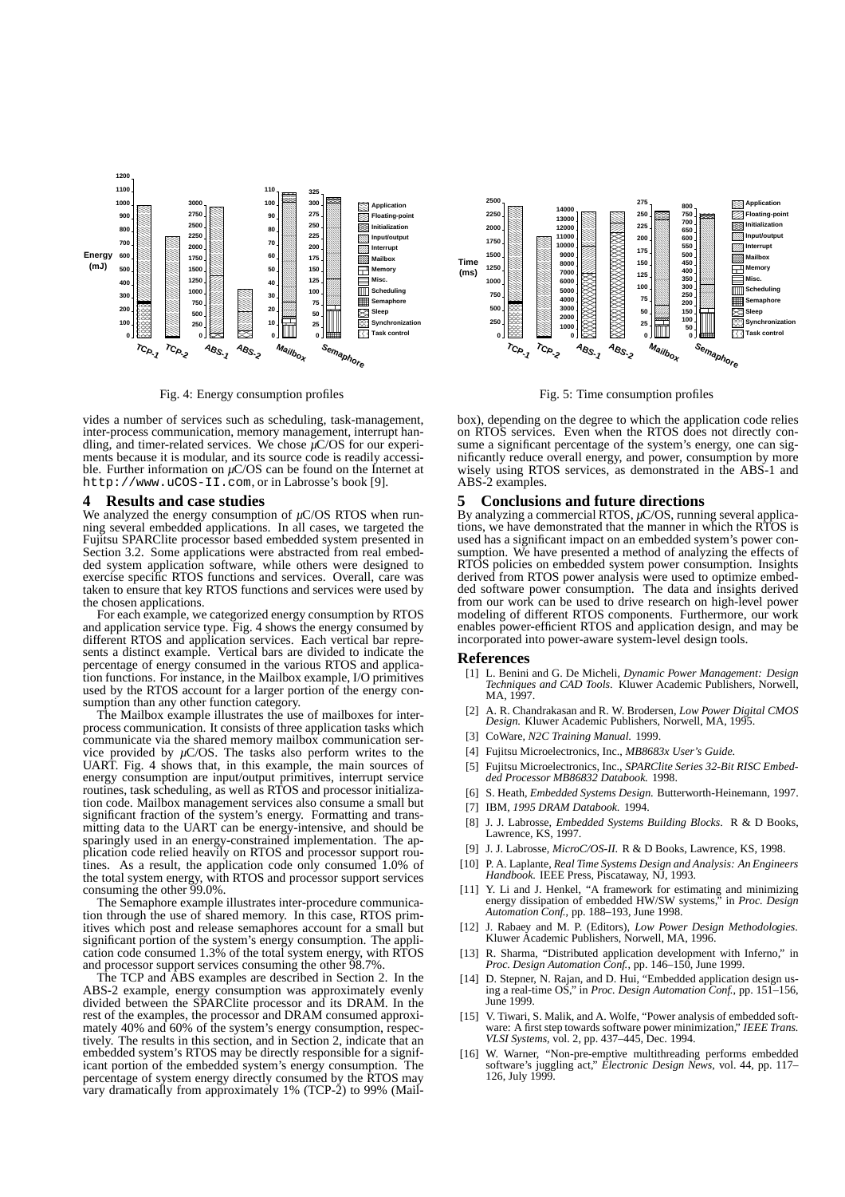1200
1100
1000
900
800
700
600
500
400
300
200
100
0

Energy (mJ)

3000
2750
2500
2250
2000
1750
1500
1250
1000
750
500
250
0

110
100
90
80
70
60
50
40
30
20
10
0

325
300
275
250
225
200
175
150
125
100
75
50
25
0

TCP-1 TCP-2 ABS-1 ABS-2 Mailbox Semaphore

Application
Floating-point
Initialization
Input/output
Interrupt
Mailbox
Memory
Misc.
Scheduling
Semaphore
Sleep
Synchronization
Task control

Fig. 4: Energy consumption profiles

2500
2250
2000
1750
1500
1250
1000
750
500
250
0

Time (ms)

14000
13000
12000
11000
10000
9000
8000
7000
6000
5000
4000
3000
2000
1000
0

275
250
225
200
175
150
125
100
75
50
25
0

800
750
700
650
600
550
500
450
400
350
300
250
200
150
100
50
0

TCP-1 TCP-2 ABS-1 ABS-2 Mailbox Semaphore

Application
Floating-point
Initialization
Input/output
Interrupt
Mailbox
Memory
Misc.
Scheduling
Semaphore
Sleep
Synchronization
Task control

Fig. 5: Time consumption profiles

vides a number of services such as scheduling, task-management, inter-process communication, memory management, interrupt handling, and timer-related services. We chose $\mu$C/OS for our experiments because it is modular, and its source code is readily accessible. Further information on $\mu$C/OS can be found on the Internet at `http://www.uCOS-II.com`, or in Labrosse's book [9].

## 4 Results and case studies

We analyzed the energy consumption of $\mu$C/OS RTOS when running several embedded applications. In all cases, we targeted the Fujitsu SPARClite processor based embedded system presented in Section 3.2. Some applications were abstracted from real embedded system application software, while others were designed to exercise specific RTOS functions and services. Overall, care was taken to ensure that key RTOS functions and services were used by the chosen applications.

For each example, we categorized energy consumption by RTOS and application service type. Fig. 4 shows the energy consumed by different RTOS and application services. Each vertical bar represents a distinct example. Vertical bars are divided to indicate the percentage of energy consumed in the various RTOS and application functions. For instance, in the Mailbox example, I/O primitives used by the RTOS account for a larger portion of the energy consumption than any other function category.

The Mailbox example illustrates the use of mailboxes for interprocess communication. It consists of three application tasks which communicate via the shared memory mailbox communication service provided by $\mu$C/OS. The tasks also perform writes to the UART. Fig. 4 shows that, in this example, the main sources of energy consumption are input/output primitives, interrupt service routines, task scheduling, as well as RTOS and processor initialization code. Mailbox management services also consume a small but significant fraction of the system's energy. Formatting and transmitting data to the UART can be energy-intensive, and should be sparingly used in an energy-constrained implementation. The application code relied heavily on RTOS and processor support routines. As a result, the application code only consumed 1.0% of the total system energy, with RTOS and processor support services consuming the other 99.0%.

The Semaphore example illustrates inter-procedure communication through the use of shared memory. In this case, RTOS primitives which post and release semaphores account for a small but significant portion of the system's energy consumption. The application code consumed 1.3% of the total system energy, with RTOS and processor support services consuming the other 98.7%.

The TCP and ABS examples are described in Section 2. In the ABS-2 example, energy consumption was approximately evenly divided between the SPARClite processor and its DRAM. In the rest of the examples, the processor and DRAM consumed approximately 40% and 60% of the system's energy consumption, respectively. The results in this section, and in Section 2, indicate that an embedded system's RTOS may be directly responsible for a significant portion of the embedded system's energy consumption. The percentage of system energy directly consumed by the RTOS may vary dramatically from approximately 1% (TCP-2) to 99% (Mailbox), depending on the degree to which the application code relies on RTOS services. Even when the RTOS does not directly consume a significant percentage of the system's energy, one can significantly reduce overall energy, and power, consumption by more wisely using RTOS services, as demonstrated in the ABS-1 and ABS-2 examples.

## 5 Conclusions and future directions

By analyzing a commercial RTOS, $\mu$C/OS, running several applications, we have demonstrated that the manner in which the RTOS is used has a significant impact on an embedded system's power consumption. We have presented a method of analyzing the effects of RTOS policies on embedded system power consumption. Insights derived from RTOS power analysis were used to optimize embedded software power consumption. The data and insights derived from our work can be used to drive research on high-level power modeling of different RTOS components. Furthermore, our work enables power-efficient RTOS and application design, and may be incorporated into power-aware system-level design tools.

## References

[1] L. Benini and G. De Micheli, *Dynamic Power Management: Design Techniques and CAD Tools*. Kluwer Academic Publishers, Norwell, MA, 1997.

[2] A. R. Chandrakasan and R. W. Brodersen, *Low Power Digital CMOS Design.* Kluwer Academic Publishers, Norwell, MA, 1995.

[3] CoWare, *N2C Training Manual.* 1999.

[4] Fujitsu Microelectronics, Inc., *MB8683x User's Guide.*

[5] Fujitsu Microelectronics, Inc., *SPARClite Series 32-Bit RISC Embedded Processor MB86832 Databook.* 1998.

[6] S. Heath, *Embedded Systems Design.* Butterworth-Heinemann, 1997.

[7] IBM, *1995 DRAM Databook.* 1994.

[8] J. J. Labrosse, *Embedded Systems Building Blocks*. R & D Books, Lawrence, KS, 1997.

[9] J. J. Labrosse, *MicroC/OS-II.* R & D Books, Lawrence, KS, 1998.

[10] P. A. Laplante, *Real Time Systems Design and Analysis: An Engineers Handbook.* IEEE Press, Piscataway, NJ, 1993.

[11] Y. Li and J. Henkel, "A framework for estimating and minimizing energy dissipation of embedded HW/SW systems," in *Proc. Design Automation Conf.*, pp. 188–193, June 1998.

[12] J. Rabaey and M. P. (Editors), *Low Power Design Methodologies*. Kluwer Academic Publishers, Norwell, MA, 1996.

[13] R. Sharma, "Distributed application development with Inferno," in *Proc. Design Automation Conf.*, pp. 146–150, June 1999.

[14] D. Stepner, N. Rajan, and D. Hui, "Embedded application design using a real-time OS," in *Proc. Design Automation Conf.*, pp. 151–156, June 1999.

[15] V. Tiwari, S. Malik, and A. Wolfe, "Power analysis of embedded software: A first step towards software power minimization," *IEEE Trans. VLSI Systems*, vol. 2, pp. 437–445, Dec. 1994.

[16] W. Warner, "Non-pre-emptive multithreading performs embedded software's juggling act," *Electronic Design News*, vol. 44, pp. 117–126, July 1999.